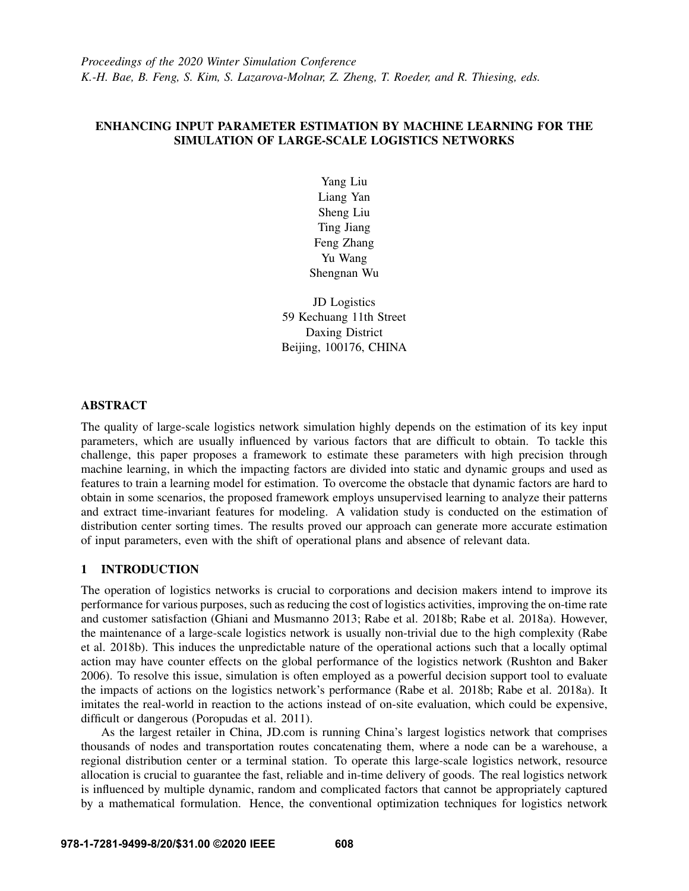*Proceedings of the 2020 Winter Simulation Conference*
*K.-H. Bae, B. Feng, S. Kim, S. Lazarova-Molnar, Z. Zheng, T. Roeder, and R. Thiesing, eds.*

# ENHANCING INPUT PARAMETER ESTIMATION BY MACHINE LEARNING FOR THE SIMULATION OF LARGE-SCALE LOGISTICS NETWORKS

Yang Liu
Liang Yan
Sheng Liu
Ting Jiang
Feng Zhang
Yu Wang
Shengnan Wu

JD Logistics
59 Kechuang 11th Street
Daxing District
Beijing, 100176, CHINA

## ABSTRACT

The quality of large-scale logistics network simulation highly depends on the estimation of its key input parameters, which are usually influenced by various factors that are difficult to obtain. To tackle this challenge, this paper proposes a framework to estimate these parameters with high precision through machine learning, in which the impacting factors are divided into static and dynamic groups and used as features to train a learning model for estimation. To overcome the obstacle that dynamic factors are hard to obtain in some scenarios, the proposed framework employs unsupervised learning to analyze their patterns and extract time-invariant features for modeling. A validation study is conducted on the estimation of distribution center sorting times. The results proved our approach can generate more accurate estimation of input parameters, even with the shift of operational plans and absence of relevant data.

## 1 INTRODUCTION

The operation of logistics networks is crucial to corporations and decision makers intend to improve its performance for various purposes, such as reducing the cost of logistics activities, improving the on-time rate and customer satisfaction (Ghiani and Musmanno 2013; Rabe et al. 2018b; Rabe et al. 2018a). However, the maintenance of a large-scale logistics network is usually non-trivial due to the high complexity (Rabe et al. 2018b). This induces the unpredictable nature of the operational actions such that a locally optimal action may have counter effects on the global performance of the logistics network (Rushton and Baker 2006). To resolve this issue, simulation is often employed as a powerful decision support tool to evaluate the impacts of actions on the logistics network's performance (Rabe et al. 2018b; Rabe et al. 2018a). It imitates the real-world in reaction to the actions instead of on-site evaluation, which could be expensive, difficult or dangerous (Poropudas et al. 2011).

As the largest retailer in China, JD.com is running China's largest logistics network that comprises thousands of nodes and transportation routes concatenating them, where a node can be a warehouse, a regional distribution center or a terminal station. To operate this large-scale logistics network, resource allocation is crucial to guarantee the fast, reliable and in-time delivery of goods. The real logistics network is influenced by multiple dynamic, random and complicated factors that cannot be appropriately captured by a mathematical formulation. Hence, the conventional optimization techniques for logistics network

978-1-7281-9499-8/20/$31.00 ©2020 IEEE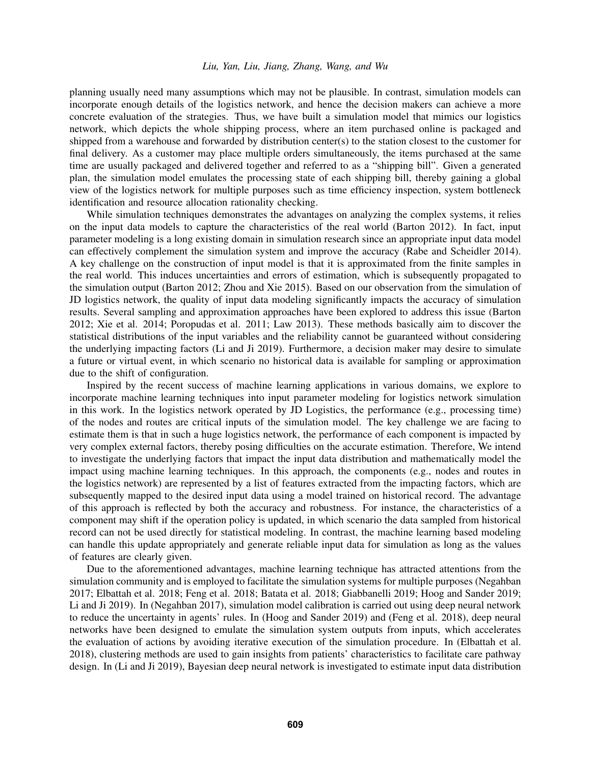planning usually need many assumptions which may not be plausible. In contrast, simulation models can incorporate enough details of the logistics network, and hence the decision makers can achieve a more concrete evaluation of the strategies. Thus, we have built a simulation model that mimics our logistics network, which depicts the whole shipping process, where an item purchased online is packaged and shipped from a warehouse and forwarded by distribution center(s) to the station closest to the customer for final delivery. As a customer may place multiple orders simultaneously, the items purchased at the same time are usually packaged and delivered together and referred to as a "shipping bill". Given a generated plan, the simulation model emulates the processing state of each shipping bill, thereby gaining a global view of the logistics network for multiple purposes such as time efficiency inspection, system bottleneck identification and resource allocation rationality checking.

While simulation techniques demonstrates the advantages on analyzing the complex systems, it relies on the input data models to capture the characteristics of the real world (Barton 2012). In fact, input parameter modeling is a long existing domain in simulation research since an appropriate input data model can effectively complement the simulation system and improve the accuracy (Rabe and Scheidler 2014). A key challenge on the construction of input model is that it is approximated from the finite samples in the real world. This induces uncertainties and errors of estimation, which is subsequently propagated to the simulation output (Barton 2012; Zhou and Xie 2015). Based on our observation from the simulation of JD logistics network, the quality of input data modeling significantly impacts the accuracy of simulation results. Several sampling and approximation approaches have been explored to address this issue (Barton 2012; Xie et al. 2014; Poropudas et al. 2011; Law 2013). These methods basically aim to discover the statistical distributions of the input variables and the reliability cannot be guaranteed without considering the underlying impacting factors (Li and Ji 2019). Furthermore, a decision maker may desire to simulate a future or virtual event, in which scenario no historical data is available for sampling or approximation due to the shift of configuration.

Inspired by the recent success of machine learning applications in various domains, we explore to incorporate machine learning techniques into input parameter modeling for logistics network simulation in this work. In the logistics network operated by JD Logistics, the performance (e.g., processing time) of the nodes and routes are critical inputs of the simulation model. The key challenge we are facing to estimate them is that in such a huge logistics network, the performance of each component is impacted by very complex external factors, thereby posing difficulties on the accurate estimation. Therefore, We intend to investigate the underlying factors that impact the input data distribution and mathematically model the impact using machine learning techniques. In this approach, the components (e.g., nodes and routes in the logistics network) are represented by a list of features extracted from the impacting factors, which are subsequently mapped to the desired input data using a model trained on historical record. The advantage of this approach is reflected by both the accuracy and robustness. For instance, the characteristics of a component may shift if the operation policy is updated, in which scenario the data sampled from historical record can not be used directly for statistical modeling. In contrast, the machine learning based modeling can handle this update appropriately and generate reliable input data for simulation as long as the values of features are clearly given.

Due to the aforementioned advantages, machine learning technique has attracted attentions from the simulation community and is employed to facilitate the simulation systems for multiple purposes (Negahban 2017; Elbattah et al. 2018; Feng et al. 2018; Batata et al. 2018; Giabbanelli 2019; Hoog and Sander 2019; Li and Ji 2019). In (Negahban 2017), simulation model calibration is carried out using deep neural network to reduce the uncertainty in agents' rules. In (Hoog and Sander 2019) and (Feng et al. 2018), deep neural networks have been designed to emulate the simulation system outputs from inputs, which accelerates the evaluation of actions by avoiding iterative execution of the simulation procedure. In (Elbattah et al. 2018), clustering methods are used to gain insights from patients' characteristics to facilitate care pathway design. In (Li and Ji 2019), Bayesian deep neural network is investigated to estimate input data distribution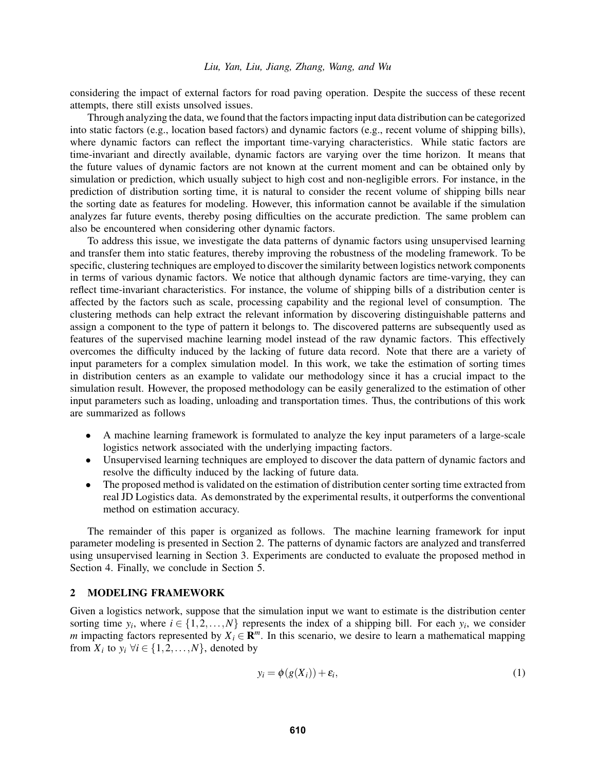considering the impact of external factors for road paving operation. Despite the success of these recent attempts, there still exists unsolved issues.

Through analyzing the data, we found that the factors impacting input data distribution can be categorized into static factors (e.g., location based factors) and dynamic factors (e.g., recent volume of shipping bills), where dynamic factors can reflect the important time-varying characteristics. While static factors are time-invariant and directly available, dynamic factors are varying over the time horizon. It means that the future values of dynamic factors are not known at the current moment and can be obtained only by simulation or prediction, which usually subject to high cost and non-negligible errors. For instance, in the prediction of distribution sorting time, it is natural to consider the recent volume of shipping bills near the sorting date as features for modeling. However, this information cannot be available if the simulation analyzes far future events, thereby posing difficulties on the accurate prediction. The same problem can also be encountered when considering other dynamic factors.

To address this issue, we investigate the data patterns of dynamic factors using unsupervised learning and transfer them into static features, thereby improving the robustness of the modeling framework. To be specific, clustering techniques are employed to discover the similarity between logistics network components in terms of various dynamic factors. We notice that although dynamic factors are time-varying, they can reflect time-invariant characteristics. For instance, the volume of shipping bills of a distribution center is affected by the factors such as scale, processing capability and the regional level of consumption. The clustering methods can help extract the relevant information by discovering distinguishable patterns and assign a component to the type of pattern it belongs to. The discovered patterns are subsequently used as features of the supervised machine learning model instead of the raw dynamic factors. This effectively overcomes the difficulty induced by the lacking of future data record. Note that there are a variety of input parameters for a complex simulation model. In this work, we take the estimation of sorting times in distribution centers as an example to validate our methodology since it has a crucial impact to the simulation result. However, the proposed methodology can be easily generalized to the estimation of other input parameters such as loading, unloading and transportation times. Thus, the contributions of this work are summarized as follows

- A machine learning framework is formulated to analyze the key input parameters of a large-scale logistics network associated with the underlying impacting factors.
- Unsupervised learning techniques are employed to discover the data pattern of dynamic factors and resolve the difficulty induced by the lacking of future data.
- The proposed method is validated on the estimation of distribution center sorting time extracted from real JD Logistics data. As demonstrated by the experimental results, it outperforms the conventional method on estimation accuracy.

The remainder of this paper is organized as follows. The machine learning framework for input parameter modeling is presented in Section 2. The patterns of dynamic factors are analyzed and transferred using unsupervised learning in Section 3. Experiments are conducted to evaluate the proposed method in Section 4. Finally, we conclude in Section 5.

## 2 MODELING FRAMEWORK

Given a logistics network, suppose that the simulation input we want to estimate is the distribution center sorting time $y_i$, where $i \in \{1,2,\dots,N\}$ represents the index of a shipping bill. For each $y_i$, we consider $m$ impacting factors represented by $X_i \in \mathbf{R}^m$. In this scenario, we desire to learn a mathematical mapping from $X_i$ to $y_i$ $\forall i \in \{1,2,\dots,N\}$, denoted by

$$y_i = \phi(g(X_i)) + \varepsilon_i, \tag{1}$$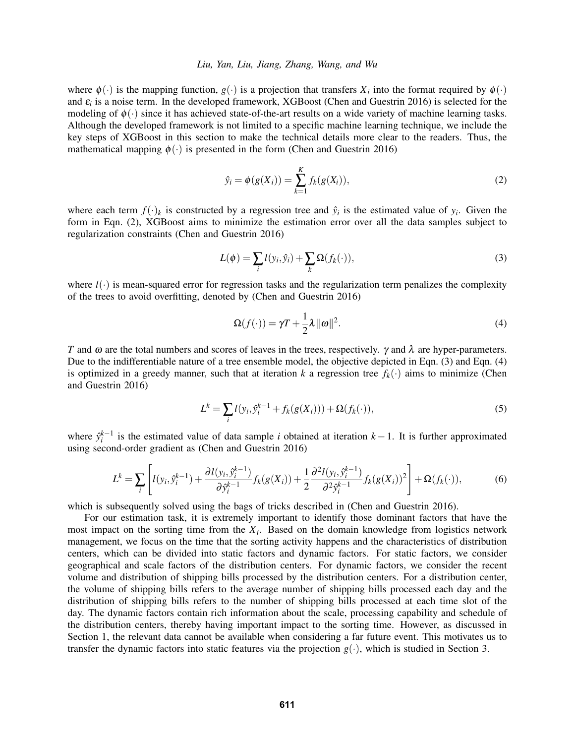where $\phi(\cdot)$ is the mapping function, $g(\cdot)$ is a projection that transfers $X_i$ into the format required by $\phi(\cdot)$ and $\varepsilon_i$ is a noise term. In the developed framework, XGBoost (Chen and Guestrin 2016) is selected for the modeling of $\phi(\cdot)$ since it has achieved state-of-the-art results on a wide variety of machine learning tasks. Although the developed framework is not limited to a specific machine learning technique, we include the key steps of XGBoost in this section to make the technical details more clear to the readers. Thus, the mathematical mapping $\phi(\cdot)$ is presented in the form (Chen and Guestrin 2016)

$$\hat{y}_i = \phi(g(X_i)) = \sum_{k=1}^{K} f_k(g(X_i)), \tag{2}$$

where each term $f(\cdot)_k$ is constructed by a regression tree and $\hat{y}_i$ is the estimated value of $y_i$. Given the form in Eqn. (2), XGBoost aims to minimize the estimation error over all the data samples subject to regularization constraints (Chen and Guestrin 2016)

$$L(\phi) = \sum_i l(y_i, \hat{y}_i) + \sum_k \Omega(f_k(\cdot)), \tag{3}$$

where $l(\cdot)$ is mean-squared error for regression tasks and the regularization term penalizes the complexity of the trees to avoid overfitting, denoted by (Chen and Guestrin 2016)

$$\Omega(f(\cdot)) = \gamma T + \frac{1}{2}\lambda \|\omega\|^2. \tag{4}$$

$T$ and $\omega$ are the total numbers and scores of leaves in the trees, respectively. $\gamma$ and $\lambda$ are hyper-parameters. Due to the indifferentiable nature of a tree ensemble model, the objective depicted in Eqn. (3) and Eqn. (4) is optimized in a greedy manner, such that at iteration $k$ a regression tree $f_k(\cdot)$ aims to minimize (Chen and Guestrin 2016)

$$L^k = \sum_i l(y_i, \hat{y}_i^{k-1} + f_k(g(X_i))) + \Omega(f_k(\cdot)), \tag{5}$$

where $\hat{y}_i^{k-1}$ is the estimated value of data sample $i$ obtained at iteration $k-1$. It is further approximated using second-order gradient as (Chen and Guestrin 2016)

$$L^k = \sum_i \left[ l(y_i, \hat{y}_i^{k-1}) + \frac{\partial l(y_i, \hat{y}_i^{k-1})}{\partial \hat{y}_i^{k-1}} f_k(g(X_i)) + \frac{1}{2} \frac{\partial^2 l(y_i, \hat{y}_i^{k-1})}{\partial^2 \hat{y}_i^{k-1}} f_k(g(X_i))^2 \right] + \Omega(f_k(\cdot)), \tag{6}$$

which is subsequently solved using the bags of tricks described in (Chen and Guestrin 2016).

For our estimation task, it is extremely important to identify those dominant factors that have the most impact on the sorting time from the $X_i$. Based on the domain knowledge from logistics network management, we focus on the time that the sorting activity happens and the characteristics of distribution centers, which can be divided into static factors and dynamic factors. For static factors, we consider geographical and scale factors of the distribution centers. For dynamic factors, we consider the recent volume and distribution of shipping bills processed by the distribution centers. For a distribution center, the volume of shipping bills refers to the average number of shipping bills processed each day and the distribution of shipping bills refers to the number of shipping bills processed at each time slot of the day. The dynamic factors contain rich information about the scale, processing capability and schedule of the distribution centers, thereby having important impact to the sorting time. However, as discussed in Section 1, the relevant data cannot be available when considering a far future event. This motivates us to transfer the dynamic factors into static features via the projection $g(\cdot)$, which is studied in Section 3.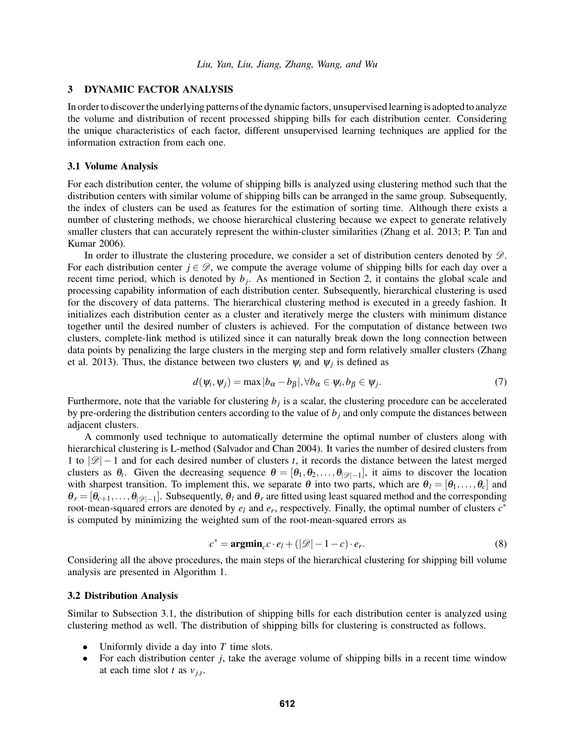## 3 DYNAMIC FACTOR ANALYSIS

In order to discover the underlying patterns of the dynamic factors, unsupervised learning is adopted to analyze the volume and distribution of recent processed shipping bills for each distribution center. Considering the unique characteristics of each factor, different unsupervised learning techniques are applied for the information extraction from each one.

### 3.1 Volume Analysis

For each distribution center, the volume of shipping bills is analyzed using clustering method such that the distribution centers with similar volume of shipping bills can be arranged in the same group. Subsequently, the index of clusters can be used as features for the estimation of sorting time. Although there exists a number of clustering methods, we choose hierarchical clustering because we expect to generate relatively smaller clusters that can accurately represent the within-cluster similarities (Zhang et al. 2013; P. Tan and Kumar 2006).

In order to illustrate the clustering procedure, we consider a set of distribution centers denoted by $\mathscr{D}$. For each distribution center $j \in \mathscr{D}$, we compute the average volume of shipping bills for each day over a recent time period, which is denoted by $b_j$. As mentioned in Section 2, it contains the global scale and processing capability information of each distribution center. Subsequently, hierarchical clustering is used for the discovery of data patterns. The hierarchical clustering method is executed in a greedy fashion. It initializes each distribution center as a cluster and iteratively merge the clusters with minimum distance together until the desired number of clusters is achieved. For the computation of distance between two clusters, complete-link method is utilized since it can naturally break down the long connection between data points by penalizing the large clusters in the merging step and form relatively smaller clusters (Zhang et al. 2013). Thus, the distance between two clusters $\psi_i$ and $\psi_j$ is defined as

$$d(\psi_i, \psi_j) = \max |b_\alpha - b_\beta|, \forall b_\alpha \in \psi_i, b_\beta \in \psi_j. \tag{7}$$

Furthermore, note that the variable for clustering $b_j$ is a scalar, the clustering procedure can be accelerated by pre-ordering the distribution centers according to the value of $b_j$ and only compute the distances between adjacent clusters.

A commonly used technique to automatically determine the optimal number of clusters along with hierarchical clustering is L-method (Salvador and Chan 2004). It varies the number of desired clusters from 1 to $|\mathscr{D}|-1$ and for each desired number of clusters $t$, it records the distance between the latest merged clusters as $\theta_t$. Given the decreasing sequence $\theta = [\theta_1, \theta_2, \ldots, \theta_{|\mathscr{D}|-1}]$, it aims to discover the location with sharpest transition. To implement this, we separate $\theta$ into two parts, which are $\theta_l = [\theta_1, \ldots, \theta_c]$ and $\theta_r = [\theta_{c+1}, \ldots, \theta_{|\mathscr{D}|-1}]$. Subsequently, $\theta_l$ and $\theta_r$ are fitted using least squared method and the corresponding root-mean-squared errors are denoted by $e_l$ and $e_r$, respectively. Finally, the optimal number of clusters $c^*$ is computed by minimizing the weighted sum of the root-mean-squared errors as

$$c^* = \mathbf{argmin}_c\, c \cdot e_l + (|\mathscr{D}| - 1 - c) \cdot e_r. \tag{8}$$

Considering all the above procedures, the main steps of the hierarchical clustering for shipping bill volume analysis are presented in Algorithm 1.

### 3.2 Distribution Analysis

Similar to Subsection 3.1, the distribution of shipping bills for each distribution center is analyzed using clustering method as well. The distribution of shipping bills for clustering is constructed as follows.

- Uniformly divide a day into $T$ time slots.
- For each distribution center $j$, take the average volume of shipping bills in a recent time window at each time slot $t$ as $v_{j,t}$.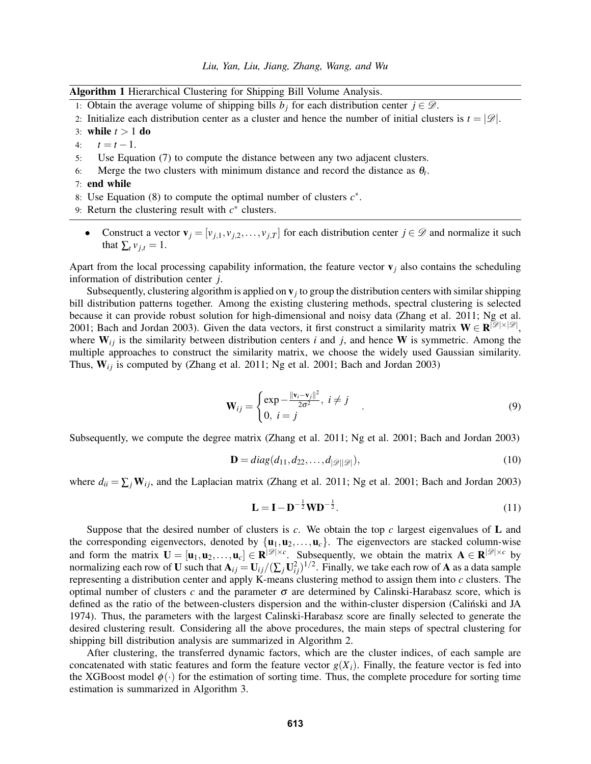**Algorithm 1** Hierarchical Clustering for Shipping Bill Volume Analysis.

1: Obtain the average volume of shipping bills $b_j$ for each distribution center $j \in \mathscr{D}$.
2: Initialize each distribution center as a cluster and hence the number of initial clusters is $t = |\mathscr{D}|$.
3: **while** $t > 1$ **do**
4: $\quad t = t - 1$.
5: $\quad$ Use Equation (7) to compute the distance between any two adjacent clusters.
6: $\quad$ Merge the two clusters with minimum distance and record the distance as $\theta_t$.
7: **end while**
8: Use Equation (8) to compute the optimal number of clusters $c^*$.
9: Return the clustering result with $c^*$ clusters.

- Construct a vector $\mathbf{v}_j = [v_{j,1}, v_{j,2}, \ldots, v_{j,T}]$ for each distribution center $j \in \mathscr{D}$ and normalize it such that $\sum_t v_{j,t} = 1$.

Apart from the local processing capability information, the feature vector $\mathbf{v}_j$ also contains the scheduling information of distribution center $j$.

Subsequently, clustering algorithm is applied on $\mathbf{v}_j$ to group the distribution centers with similar shipping bill distribution patterns together. Among the existing clustering methods, spectral clustering is selected because it can provide robust solution for high-dimensional and noisy data (Zhang et al. 2011; Ng et al. 2001; Bach and Jordan 2003). Given the data vectors, it first construct a similarity matrix $\mathbf{W} \in \mathbf{R}^{|\mathscr{D}| \times |\mathscr{D}|}$, where $\mathbf{W}_{ij}$ is the similarity between distribution centers $i$ and $j$, and hence $\mathbf{W}$ is symmetric. Among the multiple approaches to construct the similarity matrix, we choose the widely used Gaussian similarity. Thus, $\mathbf{W}_{ij}$ is computed by (Zhang et al. 2011; Ng et al. 2001; Bach and Jordan 2003)

$$\mathbf{W}_{ij} = \begin{cases} \exp - \frac{\|\mathbf{v}_i - \mathbf{v}_j\|^2}{2\sigma^2}, \ i \neq j \\ 0, \ i = j \end{cases} . \tag{9}$$

Subsequently, we compute the degree matrix (Zhang et al. 2011; Ng et al. 2001; Bach and Jordan 2003)

$$\mathbf{D} = diag(d_{11}, d_{22}, \ldots, d_{|\mathscr{D}||\mathscr{D}|}), \tag{10}$$

where $d_{ii} = \sum_j \mathbf{W}_{ij}$, and the Laplacian matrix (Zhang et al. 2011; Ng et al. 2001; Bach and Jordan 2003)

$$\mathbf{L} = \mathbf{I} - \mathbf{D}^{-\frac{1}{2}} \mathbf{W} \mathbf{D}^{-\frac{1}{2}}. \tag{11}$$

Suppose that the desired number of clusters is $c$. We obtain the top $c$ largest eigenvalues of $\mathbf{L}$ and the corresponding eigenvectors, denoted by $\{\mathbf{u}_1, \mathbf{u}_2, \ldots, \mathbf{u}_c\}$. The eigenvectors are stacked column-wise and form the matrix $\mathbf{U} = [\mathbf{u}_1, \mathbf{u}_2, \ldots, \mathbf{u}_c] \in \mathbf{R}^{|\mathscr{D}| \times c}$. Subsequently, we obtain the matrix $\mathbf{A} \in \mathbf{R}^{|\mathscr{D}| \times c}$ by normalizing each row of $\mathbf{U}$ such that $\mathbf{A}_{ij} = \mathbf{U}_{ij} / (\sum_j \mathbf{U}_{ij}^2)^{1/2}$. Finally, we take each row of $\mathbf{A}$ as a data sample representing a distribution center and apply K-means clustering method to assign them into $c$ clusters. The optimal number of clusters $c$ and the parameter $\sigma$ are determined by Calinski-Harabasz score, which is defined as the ratio of the between-clusters dispersion and the within-cluster dispersion (Caliński and JA 1974). Thus, the parameters with the largest Calinski-Harabasz score are finally selected to generate the desired clustering result. Considering all the above procedures, the main steps of spectral clustering for shipping bill distribution analysis are summarized in Algorithm 2.

After clustering, the transferred dynamic factors, which are the cluster indices, of each sample are concatenated with static features and form the feature vector $g(X_i)$. Finally, the feature vector is fed into the XGBoost model $\phi(\cdot)$ for the estimation of sorting time. Thus, the complete procedure for sorting time estimation is summarized in Algorithm 3.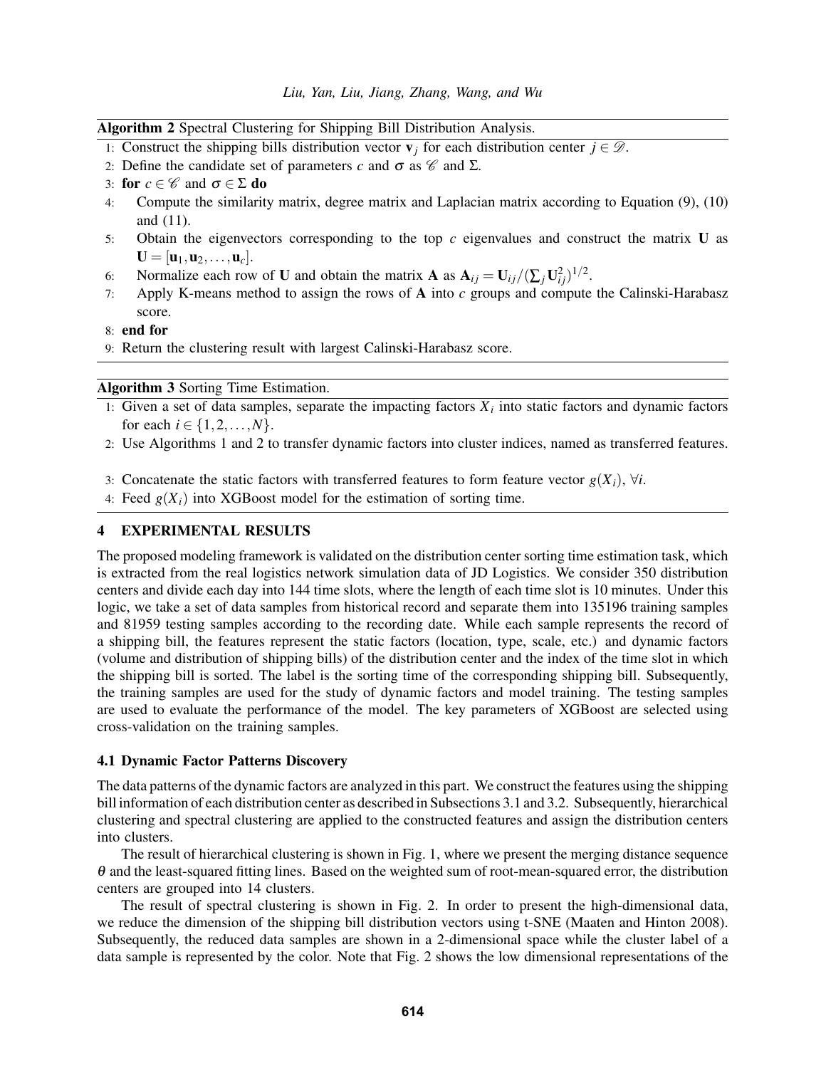**Algorithm 2** Spectral Clustering for Shipping Bill Distribution Analysis.

1: Construct the shipping bills distribution vector $\mathbf{v}_j$ for each distribution center $j \in \mathscr{D}$.
2: Define the candidate set of parameters $c$ and $\sigma$ as $\mathscr{C}$ and $\Sigma$.
3: **for** $c \in \mathscr{C}$ and $\sigma \in \Sigma$ **do**
4: Compute the similarity matrix, degree matrix and Laplacian matrix according to Equation (9), (10) and (11).
5: Obtain the eigenvectors corresponding to the top $c$ eigenvalues and construct the matrix $\mathbf{U}$ as $\mathbf{U} = [\mathbf{u}_1, \mathbf{u}_2, \ldots, \mathbf{u}_c]$.
6: Normalize each row of $\mathbf{U}$ and obtain the matrix $\mathbf{A}$ as $\mathbf{A}_{ij} = \mathbf{U}_{ij}/(\sum_j \mathbf{U}_{ij}^2)^{1/2}$.
7: Apply K-means method to assign the rows of $\mathbf{A}$ into $c$ groups and compute the Calinski-Harabasz score.
8: **end for**
9: Return the clustering result with largest Calinski-Harabasz score.

**Algorithm 3** Sorting Time Estimation.

1: Given a set of data samples, separate the impacting factors $X_i$ into static factors and dynamic factors for each $i \in \{1, 2, \ldots, N\}$.
2: Use Algorithms 1 and 2 to transfer dynamic factors into cluster indices, named as transferred features.
3: Concatenate the static factors with transferred features to form feature vector $g(X_i)$, $\forall i$.
4: Feed $g(X_i)$ into XGBoost model for the estimation of sorting time.

## 4 EXPERIMENTAL RESULTS

The proposed modeling framework is validated on the distribution center sorting time estimation task, which is extracted from the real logistics network simulation data of JD Logistics. We consider 350 distribution centers and divide each day into 144 time slots, where the length of each time slot is 10 minutes. Under this logic, we take a set of data samples from historical record and separate them into 135196 training samples and 81959 testing samples according to the recording date. While each sample represents the record of a shipping bill, the features represent the static factors (location, type, scale, etc.) and dynamic factors (volume and distribution of shipping bills) of the distribution center and the index of the time slot in which the shipping bill is sorted. The label is the sorting time of the corresponding shipping bill. Subsequently, the training samples are used for the study of dynamic factors and model training. The testing samples are used to evaluate the performance of the model. The key parameters of XGBoost are selected using cross-validation on the training samples.

### 4.1 Dynamic Factor Patterns Discovery

The data patterns of the dynamic factors are analyzed in this part. We construct the features using the shipping bill information of each distribution center as described in Subsections 3.1 and 3.2. Subsequently, hierarchical clustering and spectral clustering are applied to the constructed features and assign the distribution centers into clusters.

The result of hierarchical clustering is shown in Fig. 1, where we present the merging distance sequence $\theta$ and the least-squared fitting lines. Based on the weighted sum of root-mean-squared error, the distribution centers are grouped into 14 clusters.

The result of spectral clustering is shown in Fig. 2. In order to present the high-dimensional data, we reduce the dimension of the shipping bill distribution vectors using t-SNE (Maaten and Hinton 2008). Subsequently, the reduced data samples are shown in a 2-dimensional space while the cluster label of a data sample is represented by the color. Note that Fig. 2 shows the low dimensional representations of the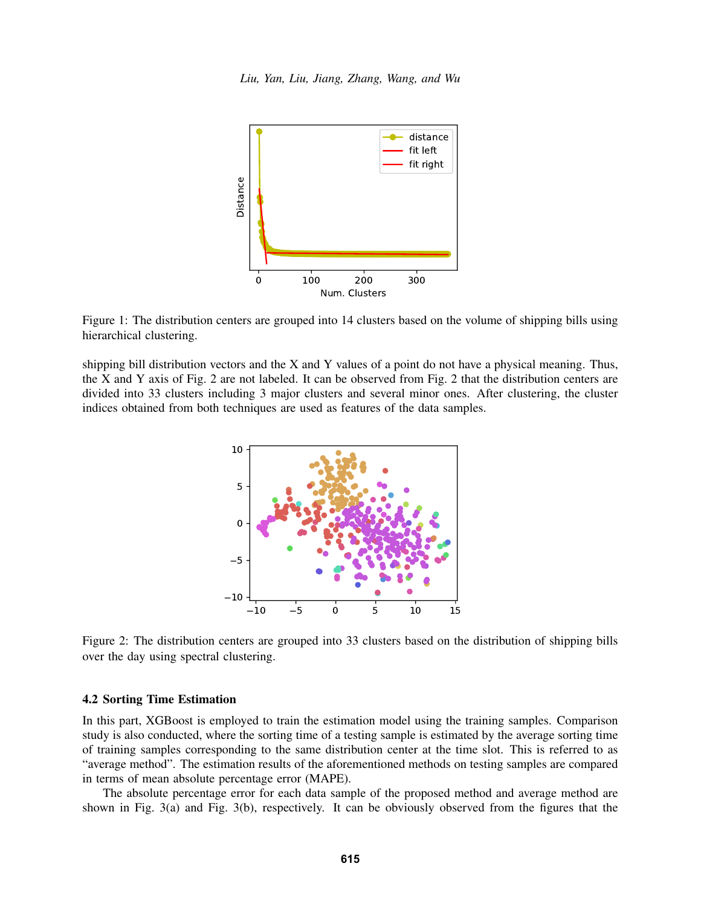Figure 1: The distribution centers are grouped into 14 clusters based on the volume of shipping bills using hierarchical clustering.

shipping bill distribution vectors and the X and Y values of a point do not have a physical meaning. Thus, the X and Y axis of Fig. 2 are not labeled. It can be observed from Fig. 2 that the distribution centers are divided into 33 clusters including 3 major clusters and several minor ones. After clustering, the cluster indices obtained from both techniques are used as features of the data samples.

Figure 2: The distribution centers are grouped into 33 clusters based on the distribution of shipping bills over the day using spectral clustering.

### 4.2 Sorting Time Estimation

In this part, XGBoost is employed to train the estimation model using the training samples. Comparison study is also conducted, where the sorting time of a testing sample is estimated by the average sorting time of training samples corresponding to the same distribution center at the time slot. This is referred to as "average method". The estimation results of the aforementioned methods on testing samples are compared in terms of mean absolute percentage error (MAPE).

The absolute percentage error for each data sample of the proposed method and average method are shown in Fig. 3(a) and Fig. 3(b), respectively. It can be obviously observed from the figures that the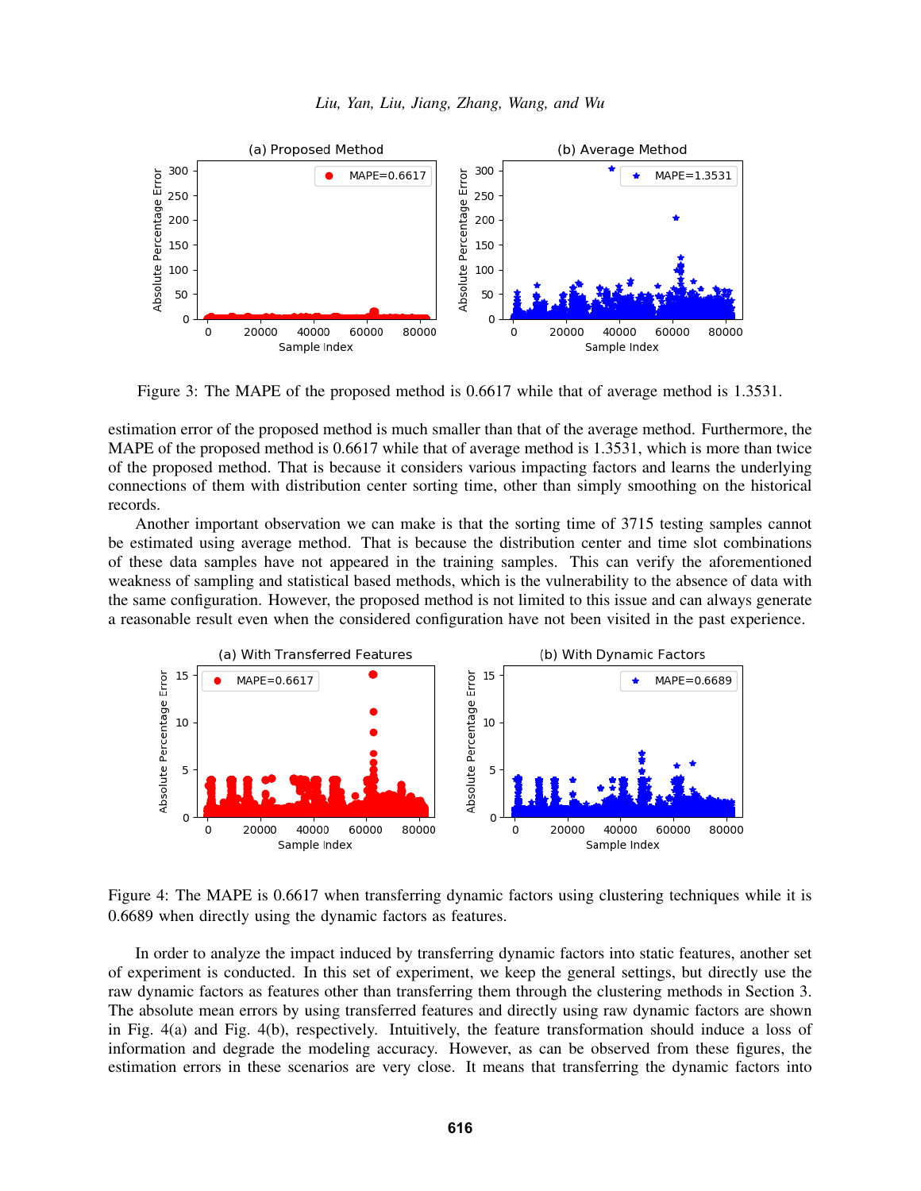Figure 3: The MAPE of the proposed method is 0.6617 while that of average method is 1.3531.

estimation error of the proposed method is much smaller than that of the average method. Furthermore, the MAPE of the proposed method is 0.6617 while that of average method is 1.3531, which is more than twice of the proposed method. That is because it considers various impacting factors and learns the underlying connections of them with distribution center sorting time, other than simply smoothing on the historical records.

Another important observation we can make is that the sorting time of 3715 testing samples cannot be estimated using average method. That is because the distribution center and time slot combinations of these data samples have not appeared in the training samples. This can verify the aforementioned weakness of sampling and statistical based methods, which is the vulnerability to the absence of data with the same configuration. However, the proposed method is not limited to this issue and can always generate a reasonable result even when the considered configuration have not been visited in the past experience.

Figure 4: The MAPE is 0.6617 when transferring dynamic factors using clustering techniques while it is 0.6689 when directly using the dynamic factors as features.

In order to analyze the impact induced by transferring dynamic factors into static features, another set of experiment is conducted. In this set of experiment, we keep the general settings, but directly use the raw dynamic factors as features other than transferring them through the clustering methods in Section 3. The absolute mean errors by using transferred features and directly using raw dynamic factors are shown in Fig. 4(a) and Fig. 4(b), respectively. Intuitively, the feature transformation should induce a loss of information and degrade the modeling accuracy. However, as can be observed from these figures, the estimation errors in these scenarios are very close. It means that transferring the dynamic factors into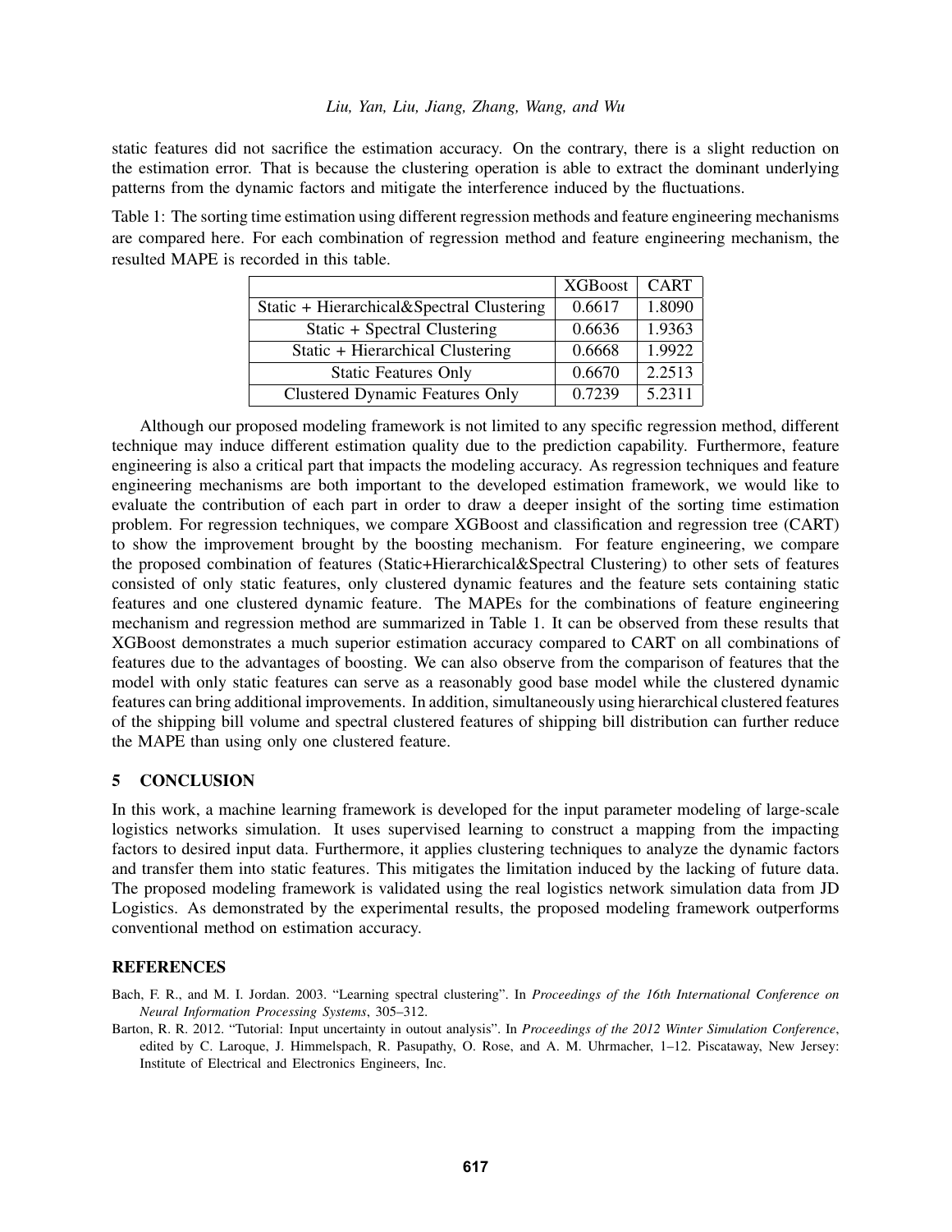static features did not sacrifice the estimation accuracy. On the contrary, there is a slight reduction on the estimation error. That is because the clustering operation is able to extract the dominant underlying patterns from the dynamic factors and mitigate the interference induced by the fluctuations.

Table 1: The sorting time estimation using different regression methods and feature engineering mechanisms are compared here. For each combination of regression method and feature engineering mechanism, the resulted MAPE is recorded in this table.

| | XGBoost | CART |
|---|---|---|
| Static + Hierarchical&Spectral Clustering | 0.6617 | 1.8090 |
| Static + Spectral Clustering | 0.6636 | 1.9363 |
| Static + Hierarchical Clustering | 0.6668 | 1.9922 |
| Static Features Only | 0.6670 | 2.2513 |
| Clustered Dynamic Features Only | 0.7239 | 5.2311 |

Although our proposed modeling framework is not limited to any specific regression method, different technique may induce different estimation quality due to the prediction capability. Furthermore, feature engineering is also a critical part that impacts the modeling accuracy. As regression techniques and feature engineering mechanisms are both important to the developed estimation framework, we would like to evaluate the contribution of each part in order to draw a deeper insight of the sorting time estimation problem. For regression techniques, we compare XGBoost and classification and regression tree (CART) to show the improvement brought by the boosting mechanism. For feature engineering, we compare the proposed combination of features (Static+Hierarchical&Spectral Clustering) to other sets of features consisted of only static features, only clustered dynamic features and the feature sets containing static features and one clustered dynamic feature. The MAPEs for the combinations of feature engineering mechanism and regression method are summarized in Table 1. It can be observed from these results that XGBoost demonstrates a much superior estimation accuracy compared to CART on all combinations of features due to the advantages of boosting. We can also observe from the comparison of features that the model with only static features can serve as a reasonably good base model while the clustered dynamic features can bring additional improvements. In addition, simultaneously using hierarchical clustered features of the shipping bill volume and spectral clustered features of shipping bill distribution can further reduce the MAPE than using only one clustered feature.

## 5 CONCLUSION

In this work, a machine learning framework is developed for the input parameter modeling of large-scale logistics networks simulation. It uses supervised learning to construct a mapping from the impacting factors to desired input data. Furthermore, it applies clustering techniques to analyze the dynamic factors and transfer them into static features. This mitigates the limitation induced by the lacking of future data. The proposed modeling framework is validated using the real logistics network simulation data from JD Logistics. As demonstrated by the experimental results, the proposed modeling framework outperforms conventional method on estimation accuracy.

## REFERENCES

Bach, F. R., and M. I. Jordan. 2003. "Learning spectral clustering". In *Proceedings of the 16th International Conference on Neural Information Processing Systems*, 305–312.

Barton, R. R. 2012. "Tutorial: Input uncertainty in outout analysis". In *Proceedings of the 2012 Winter Simulation Conference*, edited by C. Laroque, J. Himmelspach, R. Pasupathy, O. Rose, and A. M. Uhrmacher, 1–12. Piscataway, New Jersey: Institute of Electrical and Electronics Engineers, Inc.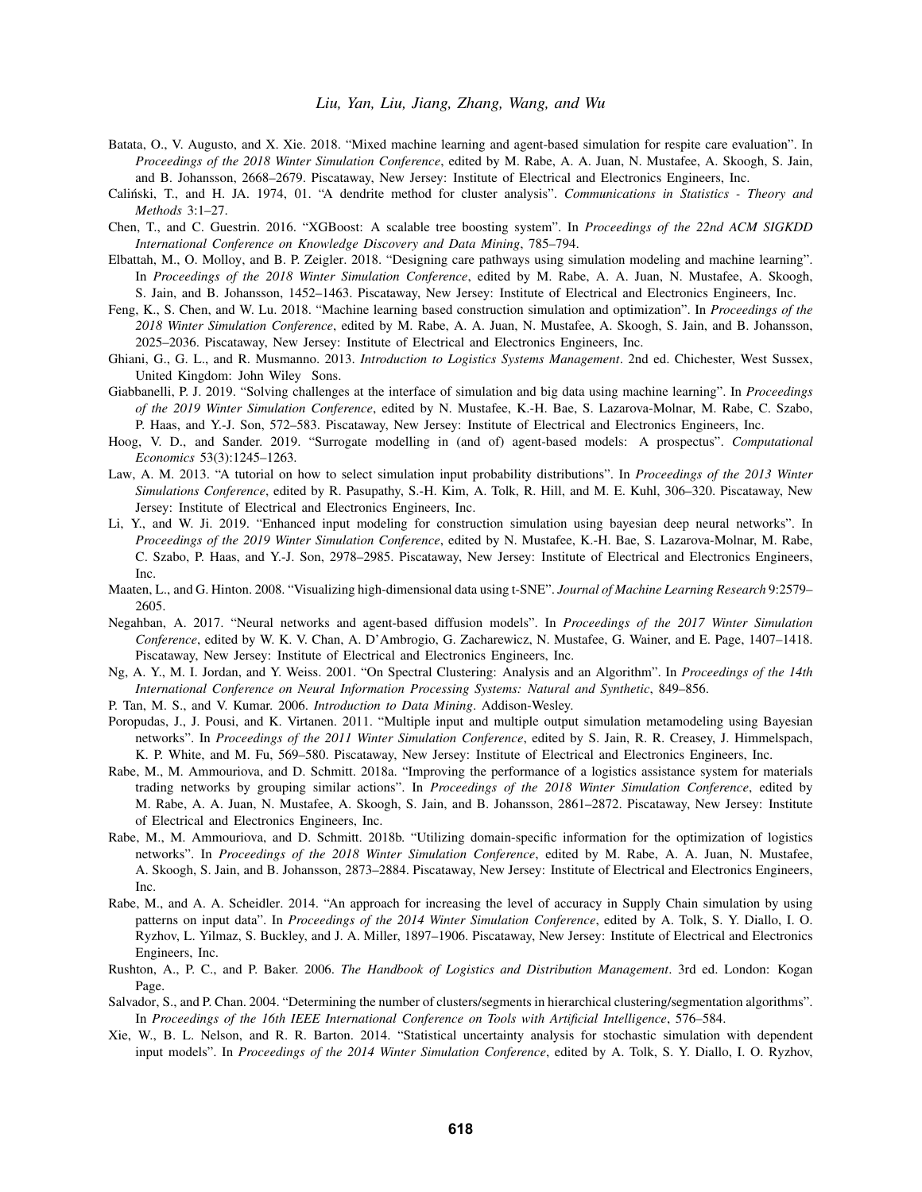Batata, O., V. Augusto, and X. Xie. 2018. "Mixed machine learning and agent-based simulation for respite care evaluation". In *Proceedings of the 2018 Winter Simulation Conference*, edited by M. Rabe, A. A. Juan, N. Mustafee, A. Skoogh, S. Jain, and B. Johansson, 2668–2679. Piscataway, New Jersey: Institute of Electrical and Electronics Engineers, Inc.

Caliński, T., and H. JA. 1974, 01. "A dendrite method for cluster analysis". *Communications in Statistics - Theory and Methods* 3:1–27.

Chen, T., and C. Guestrin. 2016. "XGBoost: A scalable tree boosting system". In *Proceedings of the 22nd ACM SIGKDD International Conference on Knowledge Discovery and Data Mining*, 785–794.

Elbattah, M., O. Molloy, and B. P. Zeigler. 2018. "Designing care pathways using simulation modeling and machine learning". In *Proceedings of the 2018 Winter Simulation Conference*, edited by M. Rabe, A. A. Juan, N. Mustafee, A. Skoogh, S. Jain, and B. Johansson, 1452–1463. Piscataway, New Jersey: Institute of Electrical and Electronics Engineers, Inc.

Feng, K., S. Chen, and W. Lu. 2018. "Machine learning based construction simulation and optimization". In *Proceedings of the 2018 Winter Simulation Conference*, edited by M. Rabe, A. A. Juan, N. Mustafee, A. Skoogh, S. Jain, and B. Johansson, 2025–2036. Piscataway, New Jersey: Institute of Electrical and Electronics Engineers, Inc.

Ghiani, G., G. L., and R. Musmanno. 2013. *Introduction to Logistics Systems Management*. 2nd ed. Chichester, West Sussex, United Kingdom: John Wiley Sons.

Giabbanelli, P. J. 2019. "Solving challenges at the interface of simulation and big data using machine learning". In *Proceedings of the 2019 Winter Simulation Conference*, edited by N. Mustafee, K.-H. Bae, S. Lazarova-Molnar, M. Rabe, C. Szabo, P. Haas, and Y.-J. Son, 572–583. Piscataway, New Jersey: Institute of Electrical and Electronics Engineers, Inc.

Hoog, V. D., and Sander. 2019. "Surrogate modelling in (and of) agent-based models: A prospectus". *Computational Economics* 53(3):1245–1263.

Law, A. M. 2013. "A tutorial on how to select simulation input probability distributions". In *Proceedings of the 2013 Winter Simulations Conference*, edited by R. Pasupathy, S.-H. Kim, A. Tolk, R. Hill, and M. E. Kuhl, 306–320. Piscataway, New Jersey: Institute of Electrical and Electronics Engineers, Inc.

Li, Y., and W. Ji. 2019. "Enhanced input modeling for construction simulation using bayesian deep neural networks". In *Proceedings of the 2019 Winter Simulation Conference*, edited by N. Mustafee, K.-H. Bae, S. Lazarova-Molnar, M. Rabe, C. Szabo, P. Haas, and Y.-J. Son, 2978–2985. Piscataway, New Jersey: Institute of Electrical and Electronics Engineers, Inc.

Maaten, L., and G. Hinton. 2008. "Visualizing high-dimensional data using t-SNE". *Journal of Machine Learning Research* 9:2579–2605.

Negahban, A. 2017. "Neural networks and agent-based diffusion models". In *Proceedings of the 2017 Winter Simulation Conference*, edited by W. K. V. Chan, A. D'Ambrogio, G. Zacharewicz, N. Mustafee, G. Wainer, and E. Page, 1407–1418. Piscataway, New Jersey: Institute of Electrical and Electronics Engineers, Inc.

Ng, A. Y., M. I. Jordan, and Y. Weiss. 2001. "On Spectral Clustering: Analysis and an Algorithm". In *Proceedings of the 14th International Conference on Neural Information Processing Systems: Natural and Synthetic*, 849–856.

P. Tan, M. S., and V. Kumar. 2006. *Introduction to Data Mining*. Addison-Wesley.

Poropudas, J., J. Pousi, and K. Virtanen. 2011. "Multiple input and multiple output simulation metamodeling using Bayesian networks". In *Proceedings of the 2011 Winter Simulation Conference*, edited by S. Jain, R. R. Creasey, J. Himmelspach, K. P. White, and M. Fu, 569–580. Piscataway, New Jersey: Institute of Electrical and Electronics Engineers, Inc.

Rabe, M., M. Ammouriova, and D. Schmitt. 2018a. "Improving the performance of a logistics assistance system for materials trading networks by grouping similar actions". In *Proceedings of the 2018 Winter Simulation Conference*, edited by M. Rabe, A. A. Juan, N. Mustafee, A. Skoogh, S. Jain, and B. Johansson, 2861–2872. Piscataway, New Jersey: Institute of Electrical and Electronics Engineers, Inc.

Rabe, M., M. Ammouriova, and D. Schmitt. 2018b. "Utilizing domain-specific information for the optimization of logistics networks". In *Proceedings of the 2018 Winter Simulation Conference*, edited by M. Rabe, A. A. Juan, N. Mustafee, A. Skoogh, S. Jain, and B. Johansson, 2873–2884. Piscataway, New Jersey: Institute of Electrical and Electronics Engineers, Inc.

Rabe, M., and A. A. Scheidler. 2014. "An approach for increasing the level of accuracy in Supply Chain simulation by using patterns on input data". In *Proceedings of the 2014 Winter Simulation Conference*, edited by A. Tolk, S. Y. Diallo, I. O. Ryzhov, L. Yilmaz, S. Buckley, and J. A. Miller, 1897–1906. Piscataway, New Jersey: Institute of Electrical and Electronics Engineers, Inc.

Rushton, A., P. C., and P. Baker. 2006. *The Handbook of Logistics and Distribution Management*. 3rd ed. London: Kogan Page.

Salvador, S., and P. Chan. 2004. "Determining the number of clusters/segments in hierarchical clustering/segmentation algorithms". In *Proceedings of the 16th IEEE International Conference on Tools with Artificial Intelligence*, 576–584.

Xie, W., B. L. Nelson, and R. R. Barton. 2014. "Statistical uncertainty analysis for stochastic simulation with dependent input models". In *Proceedings of the 2014 Winter Simulation Conference*, edited by A. Tolk, S. Y. Diallo, I. O. Ryzhov,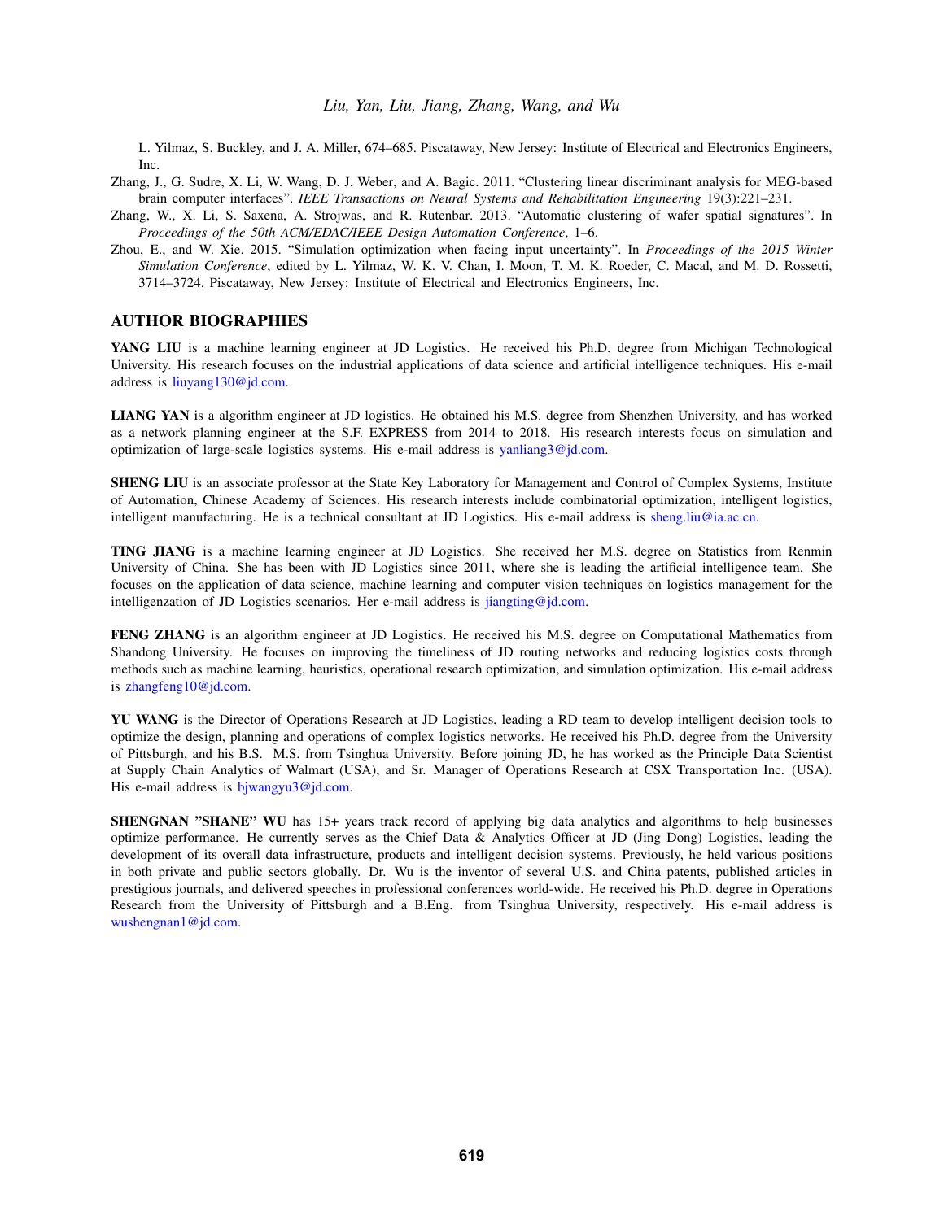L. Yilmaz, S. Buckley, and J. A. Miller, 674–685. Piscataway, New Jersey: Institute of Electrical and Electronics Engineers, Inc.

Zhang, J., G. Sudre, X. Li, W. Wang, D. J. Weber, and A. Bagic. 2011. "Clustering linear discriminant analysis for MEG-based brain computer interfaces". *IEEE Transactions on Neural Systems and Rehabilitation Engineering* 19(3):221–231.

Zhang, W., X. Li, S. Saxena, A. Strojwas, and R. Rutenbar. 2013. "Automatic clustering of wafer spatial signatures". In *Proceedings of the 50th ACM/EDAC/IEEE Design Automation Conference*, 1–6.

Zhou, E., and W. Xie. 2015. "Simulation optimization when facing input uncertainty". In *Proceedings of the 2015 Winter Simulation Conference*, edited by L. Yilmaz, W. K. V. Chan, I. Moon, T. M. K. Roeder, C. Macal, and M. D. Rossetti, 3714–3724. Piscataway, New Jersey: Institute of Electrical and Electronics Engineers, Inc.

## AUTHOR BIOGRAPHIES

**YANG LIU** is a machine learning engineer at JD Logistics. He received his Ph.D. degree from Michigan Technological University. His research focuses on the industrial applications of data science and artificial intelligence techniques. His e-mail address is liuyang130@jd.com.

**LIANG YAN** is a algorithm engineer at JD logistics. He obtained his M.S. degree from Shenzhen University, and has worked as a network planning engineer at the S.F. EXPRESS from 2014 to 2018. His research interests focus on simulation and optimization of large-scale logistics systems. His e-mail address is yanliang3@jd.com.

**SHENG LIU** is an associate professor at the State Key Laboratory for Management and Control of Complex Systems, Institute of Automation, Chinese Academy of Sciences. His research interests include combinatorial optimization, intelligent logistics, intelligent manufacturing. He is a technical consultant at JD Logistics. His e-mail address is sheng.liu@ia.ac.cn.

**TING JIANG** is a machine learning engineer at JD Logistics. She received her M.S. degree on Statistics from Renmin University of China. She has been with JD Logistics since 2011, where she is leading the artificial intelligence team. She focuses on the application of data science, machine learning and computer vision techniques on logistics management for the intelligenzation of JD Logistics scenarios. Her e-mail address is jiangting@jd.com.

**FENG ZHANG** is an algorithm engineer at JD Logistics. He received his M.S. degree on Computational Mathematics from Shandong University. He focuses on improving the timeliness of JD routing networks and reducing logistics costs through methods such as machine learning, heuristics, operational research optimization, and simulation optimization. His e-mail address is zhangfeng10@jd.com.

**YU WANG** is the Director of Operations Research at JD Logistics, leading a RD team to develop intelligent decision tools to optimize the design, planning and operations of complex logistics networks. He received his Ph.D. degree from the University of Pittsburgh, and his B.S. M.S. from Tsinghua University. Before joining JD, he has worked as the Principle Data Scientist at Supply Chain Analytics of Walmart (USA), and Sr. Manager of Operations Research at CSX Transportation Inc. (USA). His e-mail address is bjwangyu3@jd.com.

**SHENGNAN "SHANE" WU** has 15+ years track record of applying big data analytics and algorithms to help businesses optimize performance. He currently serves as the Chief Data & Analytics Officer at JD (Jing Dong) Logistics, leading the development of its overall data infrastructure, products and intelligent decision systems. Previously, he held various positions in both private and public sectors globally. Dr. Wu is the inventor of several U.S. and China patents, published articles in prestigious journals, and delivered speeches in professional conferences world-wide. He received his Ph.D. degree in Operations Research from the University of Pittsburgh and a B.Eng. from Tsinghua University, respectively. His e-mail address is wushengnan1@jd.com.